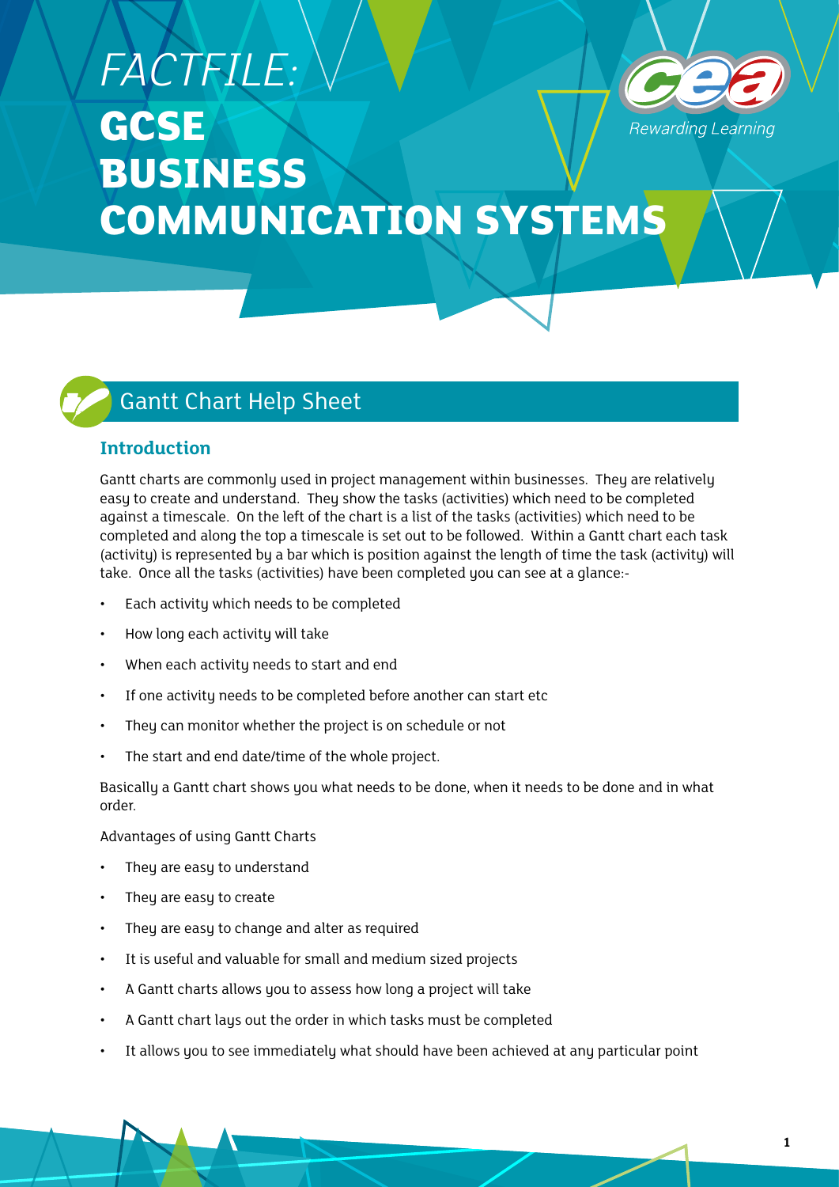# FACTFILE:
# GCSE BUSINESS COMMUNICATION SYSTEMS

Rewarding Learning

## Gantt Chart Help Sheet

### Introduction

Gantt charts are commonly used in project management within businesses. They are relatively easy to create and understand. They show the tasks (activities) which need to be completed against a timescale. On the left of the chart is a list of the tasks (activities) which need to be completed and along the top a timescale is set out to be followed. Within a Gantt chart each task (activity) is represented by a bar which is position against the length of time the task (activity) will take. Once all the tasks (activities) have been completed you can see at a glance:-

- Each activity which needs to be completed
- How long each activity will take
- When each activity needs to start and end
- If one activity needs to be completed before another can start etc
- They can monitor whether the project is on schedule or not
- The start and end date/time of the whole project.

Basically a Gantt chart shows you what needs to be done, when it needs to be done and in what order.

Advantages of using Gantt Charts

- They are easy to understand
- They are easy to create
- They are easy to change and alter as required
- It is useful and valuable for small and medium sized projects
- A Gantt charts allows you to assess how long a project will take
- A Gantt chart lays out the order in which tasks must be completed
- It allows you to see immediately what should have been achieved at any particular point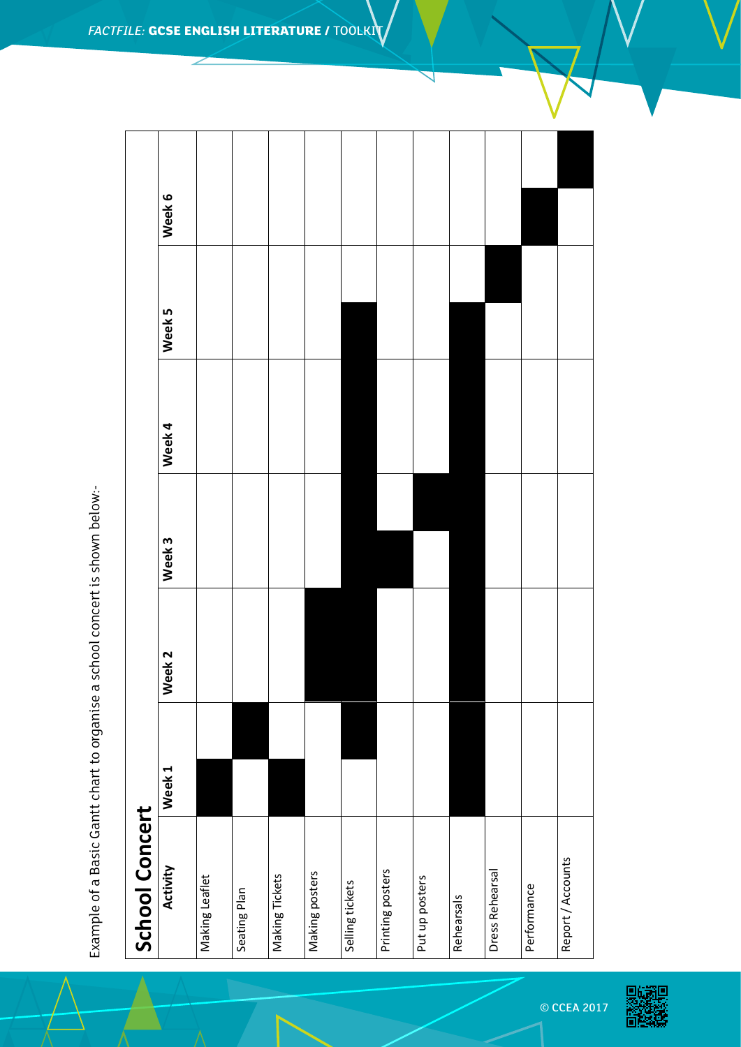Example of a Basic Gantt chart to organise a school concert is shown below:-

## School Concert

Activity

Week 1

Week 2

Week 3

Week 4

Week 5

Week 6

Making Leaflet

Seating Plan

Making Tickets

Making posters

Selling tickets

Printing posters

Put up posters

Rehearsals

Dress Rehearsal

Performance

Report / Accounts